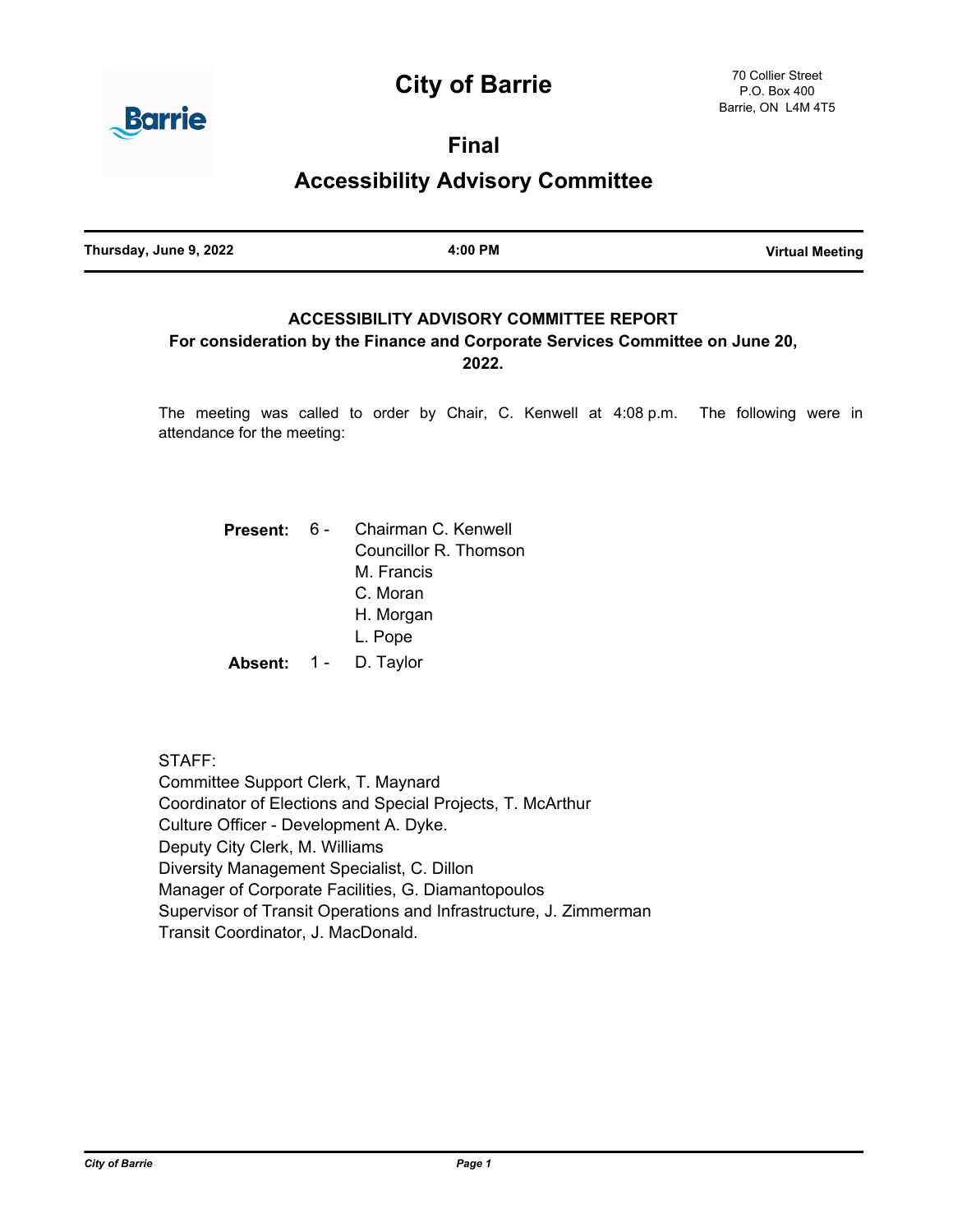# City of Barrie

70 Collier Street
P.O. Box 400
Barrie, ON L4M 4T5

## Final

## Accessibility Advisory Committee

| Thursday, June 9, 2022 | 4:00 PM | Virtual Meeting |
|---|---|---|

### ACCESSIBILITY ADVISORY COMMITTEE REPORT

**For consideration by the Finance and Corporate Services Committee on June 20, 2022.**

The meeting was called to order by Chair, C. Kenwell at 4:08 p.m. The following were in attendance for the meeting:

**Present:** 6 - Chairman C. Kenwell
Councillor R. Thomson
M. Francis
C. Moran
H. Morgan
L. Pope

**Absent:** 1 - D. Taylor

STAFF:
Committee Support Clerk, T. Maynard
Coordinator of Elections and Special Projects, T. McArthur
Culture Officer - Development A. Dyke.
Deputy City Clerk, M. Williams
Diversity Management Specialist, C. Dillon
Manager of Corporate Facilities, G. Diamantopoulos
Supervisor of Transit Operations and Infrastructure, J. Zimmerman
Transit Coordinator, J. MacDonald.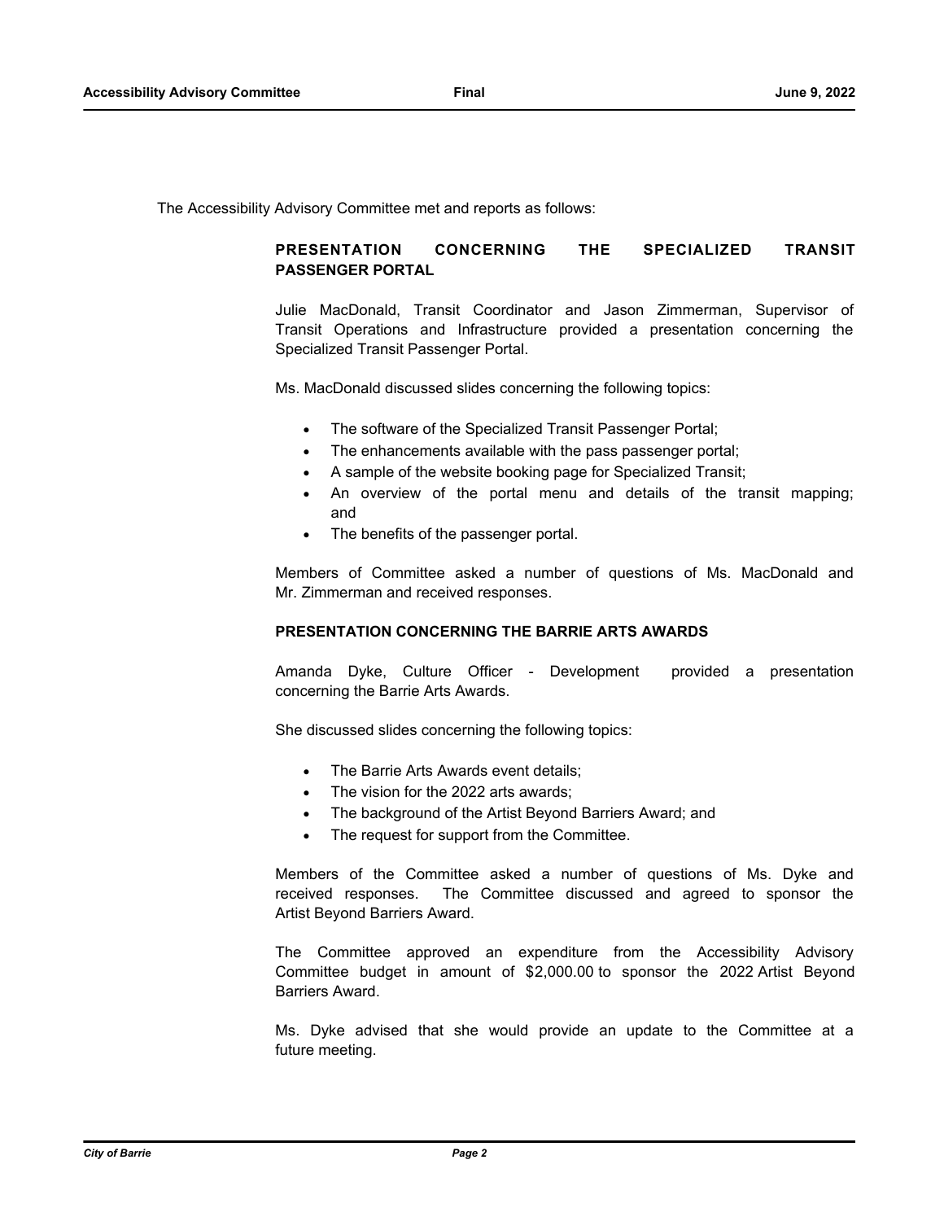The Accessibility Advisory Committee met and reports as follows:

**PRESENTATION CONCERNING THE SPECIALIZED TRANSIT PASSENGER PORTAL**

Julie MacDonald, Transit Coordinator and Jason Zimmerman, Supervisor of Transit Operations and Infrastructure provided a presentation concerning the Specialized Transit Passenger Portal.

Ms. MacDonald discussed slides concerning the following topics:

- The software of the Specialized Transit Passenger Portal;
- The enhancements available with the pass passenger portal;
- A sample of the website booking page for Specialized Transit;
- An overview of the portal menu and details of the transit mapping; and
- The benefits of the passenger portal.

Members of Committee asked a number of questions of Ms. MacDonald and Mr. Zimmerman and received responses.

**PRESENTATION CONCERNING THE BARRIE ARTS AWARDS**

Amanda Dyke, Culture Officer - Development provided a presentation concerning the Barrie Arts Awards.

She discussed slides concerning the following topics:

- The Barrie Arts Awards event details;
- The vision for the 2022 arts awards;
- The background of the Artist Beyond Barriers Award; and
- The request for support from the Committee.

Members of the Committee asked a number of questions of Ms. Dyke and received responses. The Committee discussed and agreed to sponsor the Artist Beyond Barriers Award.

The Committee approved an expenditure from the Accessibility Advisory Committee budget in amount of $2,000.00 to sponsor the 2022 Artist Beyond Barriers Award.

Ms. Dyke advised that she would provide an update to the Committee at a future meeting.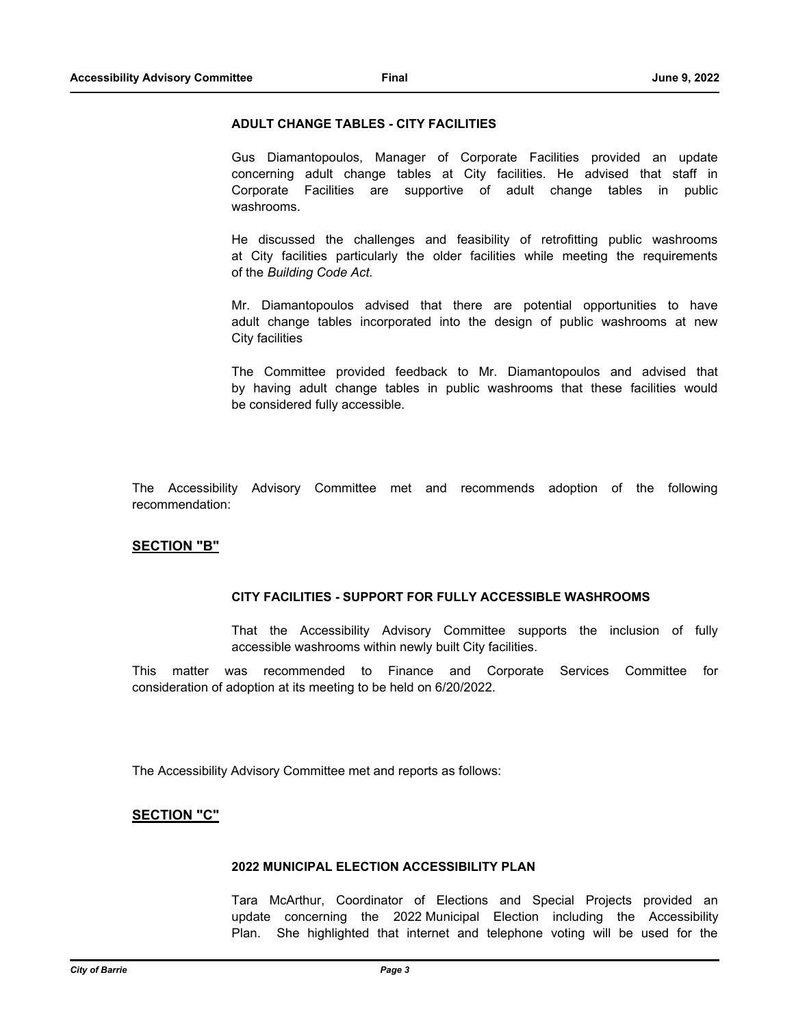#### ADULT CHANGE TABLES - CITY FACILITIES

Gus Diamantopoulos, Manager of Corporate Facilities provided an update concerning adult change tables at City facilities. He advised that staff in Corporate Facilities are supportive of adult change tables in public washrooms.

He discussed the challenges and feasibility of retrofitting public washrooms at City facilities particularly the older facilities while meeting the requirements of the *Building Code Act.*

Mr. Diamantopoulos advised that there are potential opportunities to have adult change tables incorporated into the design of public washrooms at new City facilities

The Committee provided feedback to Mr. Diamantopoulos and advised that by having adult change tables in public washrooms that these facilities would be considered fully accessible.

The Accessibility Advisory Committee met and recommends adoption of the following recommendation:

## SECTION "B"

#### CITY FACILITIES - SUPPORT FOR FULLY ACCESSIBLE WASHROOMS

That the Accessibility Advisory Committee supports the inclusion of fully accessible washrooms within newly built City facilities.

This matter was recommended to Finance and Corporate Services Committee for consideration of adoption at its meeting to be held on 6/20/2022.

The Accessibility Advisory Committee met and reports as follows:

## SECTION "C"

#### 2022 MUNICIPAL ELECTION ACCESSIBILITY PLAN

Tara McArthur, Coordinator of Elections and Special Projects provided an update concerning the 2022 Municipal Election including the Accessibility Plan. She highlighted that internet and telephone voting will be used for the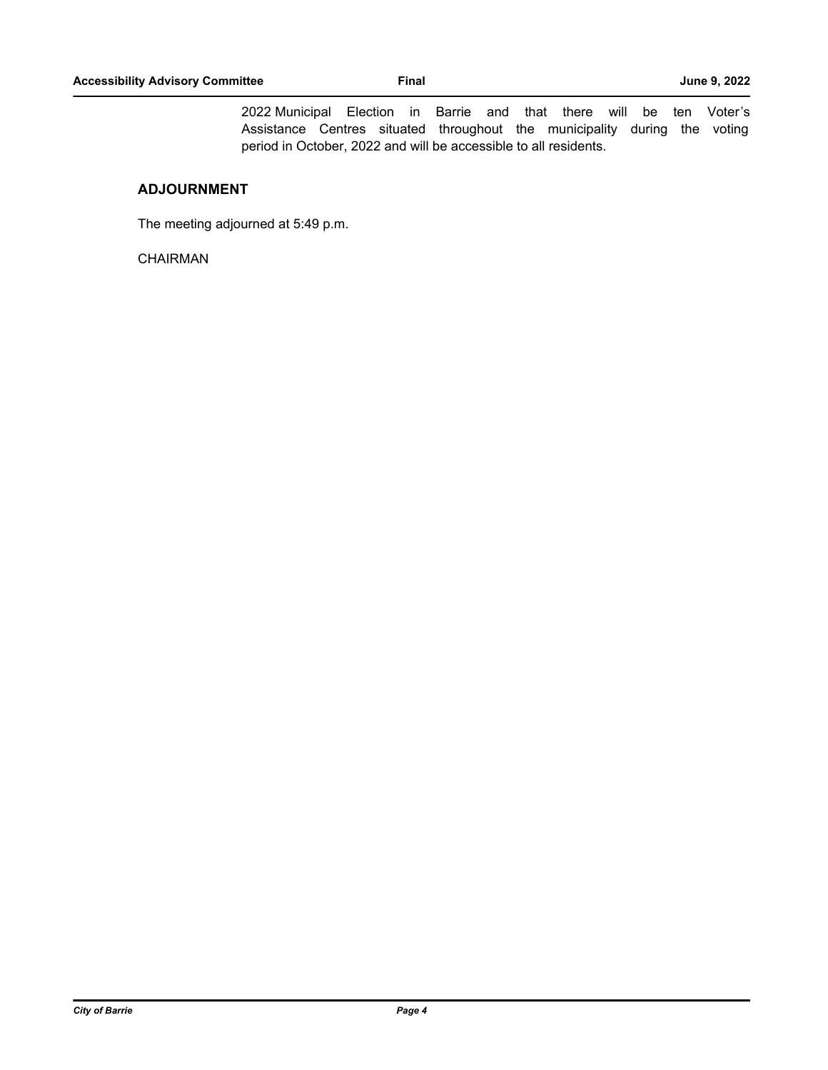2022 Municipal Election in Barrie and that there will be ten Voter's Assistance Centres situated throughout the municipality during the voting period in October, 2022 and will be accessible to all residents.

## ADJOURNMENT

The meeting adjourned at 5:49 p.m.

CHAIRMAN